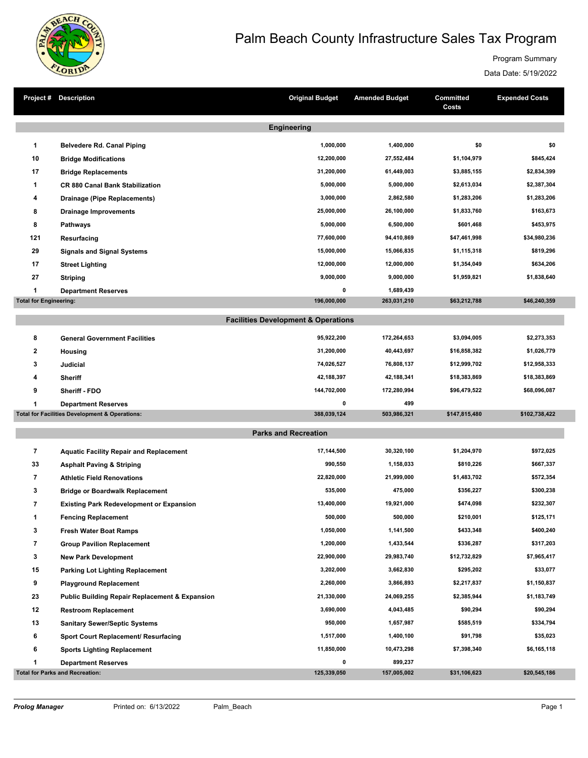# Palm Beach County Infrastructure Sales Tax Program

Program Summary

Data Date: 5/19/2022

| Project # | Description | Original Budget | Amended Budget | Committed Costs | Expended Costs |
|---|---|---|---|---|---|
| | **Engineering** | | | | |
| 1 | Belvedere Rd. Canal Piping | 1,000,000 | 1,400,000 | $0 | $0 |
| 10 | Bridge Modifications | 12,200,000 | 27,552,484 | $1,104,979 | $845,424 |
| 17 | Bridge Replacements | 31,200,000 | 61,449,003 | $3,885,155 | $2,834,399 |
| 1 | CR 880 Canal Bank Stabilization | 5,000,000 | 5,000,000 | $2,613,034 | $2,387,304 |
| 4 | Drainage (Pipe Replacements) | 3,000,000 | 2,862,580 | $1,283,206 | $1,283,206 |
| 8 | Drainage Improvements | 25,000,000 | 26,100,000 | $1,833,760 | $163,673 |
| 8 | Pathways | 5,000,000 | 6,500,000 | $601,468 | $453,975 |
| 121 | Resurfacing | 77,600,000 | 94,410,869 | $47,461,998 | $34,980,236 |
| 29 | Signals and Signal Systems | 15,000,000 | 15,066,835 | $1,115,318 | $819,296 |
| 17 | Street Lighting | 12,000,000 | 12,000,000 | $1,354,049 | $634,206 |
| 27 | Striping | 9,000,000 | 9,000,000 | $1,959,821 | $1,838,640 |
| 1 | Department Reserves | 0 | 1,689,439 | | |
| **Total for Engineering:** | | **196,000,000** | **263,031,210** | **$63,212,788** | **$46,240,359** |
| | **Facilities Development & Operations** | | | | |
| 8 | General Government Facilities | 95,922,200 | 172,264,653 | $3,094,005 | $2,273,353 |
| 2 | Housing | 31,200,000 | 40,443,697 | $16,858,382 | $1,026,779 |
| 3 | Judicial | 74,026,527 | 76,808,137 | $12,999,702 | $12,958,333 |
| 4 | Sheriff | 42,188,397 | 42,188,341 | $18,383,869 | $18,383,869 |
| 9 | Sheriff - FDO | 144,702,000 | 172,280,994 | $96,479,522 | $68,096,087 |
| 1 | Department Reserves | 0 | 499 | | |
| **Total for Facilities Development & Operations:** | | **388,039,124** | **503,986,321** | **$147,815,480** | **$102,738,422** |
| | **Parks and Recreation** | | | | |
| 7 | Aquatic Facility Repair and Replacement | 17,144,500 | 30,320,100 | $1,204,970 | $972,025 |
| 33 | Asphalt Paving & Striping | 990,550 | 1,158,033 | $810,226 | $667,337 |
| 7 | Athletic Field Renovations | 22,820,000 | 21,999,000 | $1,483,702 | $572,354 |
| 3 | Bridge or Boardwalk Replacement | 535,000 | 475,000 | $356,227 | $300,238 |
| 7 | Existing Park Redevelopment or Expansion | 13,400,000 | 19,921,000 | $474,098 | $232,307 |
| 1 | Fencing Replacement | 500,000 | 500,000 | $210,001 | $125,171 |
| 3 | Fresh Water Boat Ramps | 1,050,000 | 1,141,500 | $433,348 | $400,240 |
| 7 | Group Pavilion Replacement | 1,200,000 | 1,433,544 | $336,287 | $317,203 |
| 3 | New Park Development | 22,900,000 | 29,983,740 | $12,732,829 | $7,965,417 |
| 15 | Parking Lot Lighting Replacement | 3,202,000 | 3,662,830 | $295,202 | $33,077 |
| 9 | Playground Replacement | 2,260,000 | 3,866,893 | $2,217,837 | $1,150,837 |
| 23 | Public Building Repair Replacement & Expansion | 21,330,000 | 24,069,255 | $2,385,944 | $1,183,749 |
| 12 | Restroom Replacement | 3,690,000 | 4,043,485 | $90,294 | $90,294 |
| 13 | Sanitary Sewer/Septic Systems | 950,000 | 1,657,987 | $585,519 | $334,794 |
| 6 | Sport Court Replacement/ Resurfacing | 1,517,000 | 1,400,100 | $91,798 | $35,023 |
| 6 | Sports Lighting Replacement | 11,850,000 | 10,473,298 | $7,398,340 | $6,165,118 |
| 1 | Department Reserves | 0 | 899,237 | | |
| **Total for Parks and Recreation:** | | **125,339,050** | **157,005,002** | **$31,106,623** | **$20,545,186** |

***Prolog Manager*** Printed on: 6/13/2022 Palm_Beach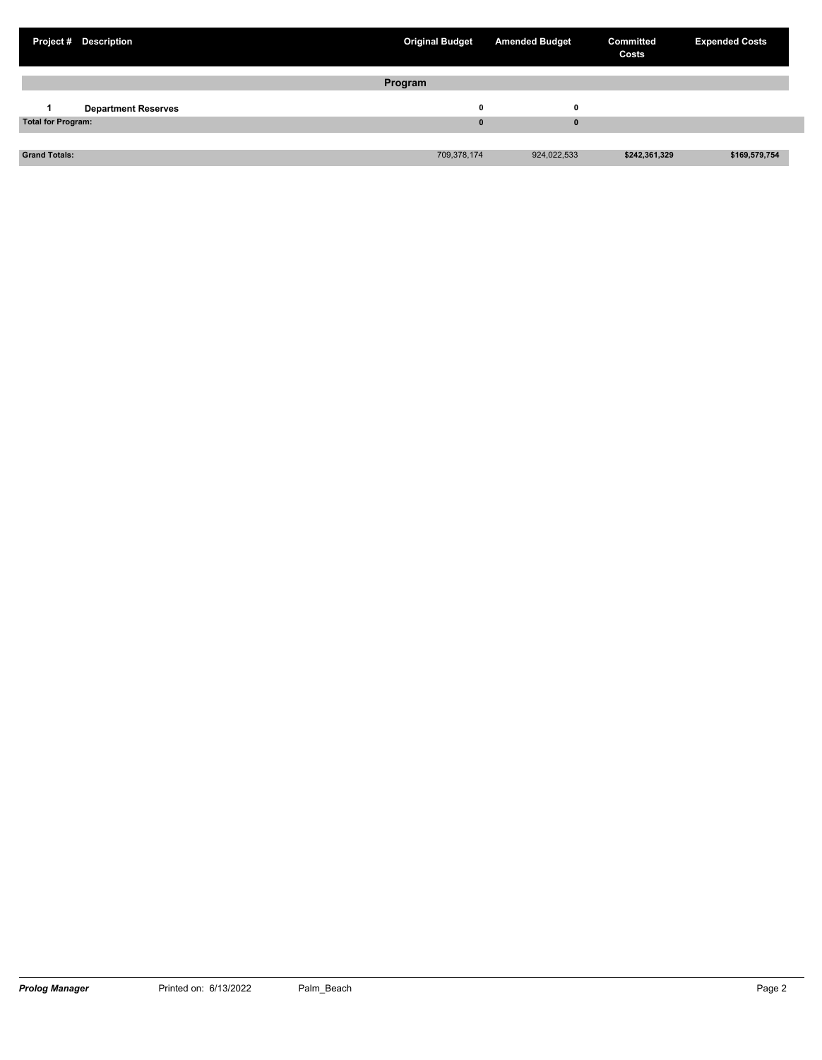| Project # | Description | Original Budget | Amended Budget | Committed Costs | Expended Costs |
|---|---|---|---|---|---|
| | **Program** | | | | |
| **1** | **Department Reserves** | **0** | **0** | | |
| **Total for Program:** | | **0** | **0** | | |
| **Grand Totals:** | | 709,378,174 | 924,022,533 | **$242,361,329** | **$169,579,754** |